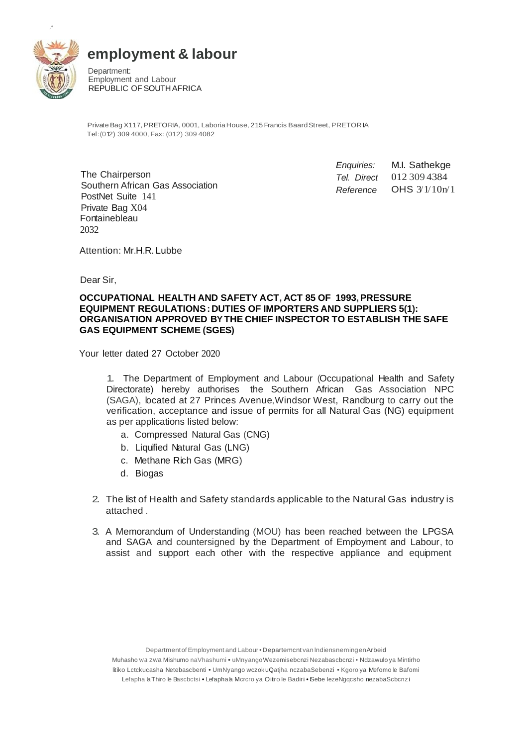**employment & labour**

Department:
Employment and Labour
REPUBLIC OF SOUTH AFRICA

Private Bag X117, PRETORIA, 0001, Laboria House, 215 Francis Baard Street, PRETORIA
Tel: (012) 309 4000, Fax: (012) 309 4082

The Chairperson
Southern African Gas Association
PostNet Suite 141
Private Bag X04
Fontainebleau
2032

*Enquiries:* M.I. Sathekge
*Tel. Direct* 012 309 4384
*Reference* OHS 3/1/10n/1

Attention: Mr.H.R. Lubbe

Dear Sir,

**OCCUPATIONAL HEALTH AND SAFETY ACT, ACT 85 OF 1993, PRESSURE EQUIPMENT REGULATIONS : DUTIES OF IMPORTERS AND SUPPLIERS 5(1): ORGANISATION APPROVED BY THE CHIEF INSPECTOR TO ESTABLISH THE SAFE GAS EQUIPMENT SCHEME (SGES)**

Your letter dated 27 October 2020

1. The Department of Employment and Labour (Occupational Health and Safety Directorate) hereby authorises the Southern African Gas Association NPC (SAGA), located at 27 Princes Avenue, Windsor West, Randburg to carry out the verification, acceptance and issue of permits for all Natural Gas (NG) equipment as per applications listed below:
   a. Compressed Natural Gas (CNG)
   b. Liquified Natural Gas (LNG)
   c. Methane Rich Gas (MRG)
   d. Biogas

2. The list of Health and Safety standards applicable to the Natural Gas industry is attached .

3. A Memorandum of Understanding (MOU) has been reached between the LPGSA and SAGA and countersigned by the Department of Employment and Labour, to assist and support each other with the respective appliance and equipment

Department of Employment and Labour • Departement van Indiensneming en Arbeid
Muhasho wa zwa Mishumo na Vhashumi • uMnyango Wezemisebenzi Nezabasebenzi • Ndzawulo ya Mintirho
litiko Letekucasha Netebasebenti • UmNyango wezokuQatjha nezabaSebenzi • Kgoro ya Mefomo le Bafomi
Lefapha la Thiro le Bascbetsi • Lefapha la Mererp ya Oitiro le Badiri • iSebe lezeNgqesho nezabaSebenzi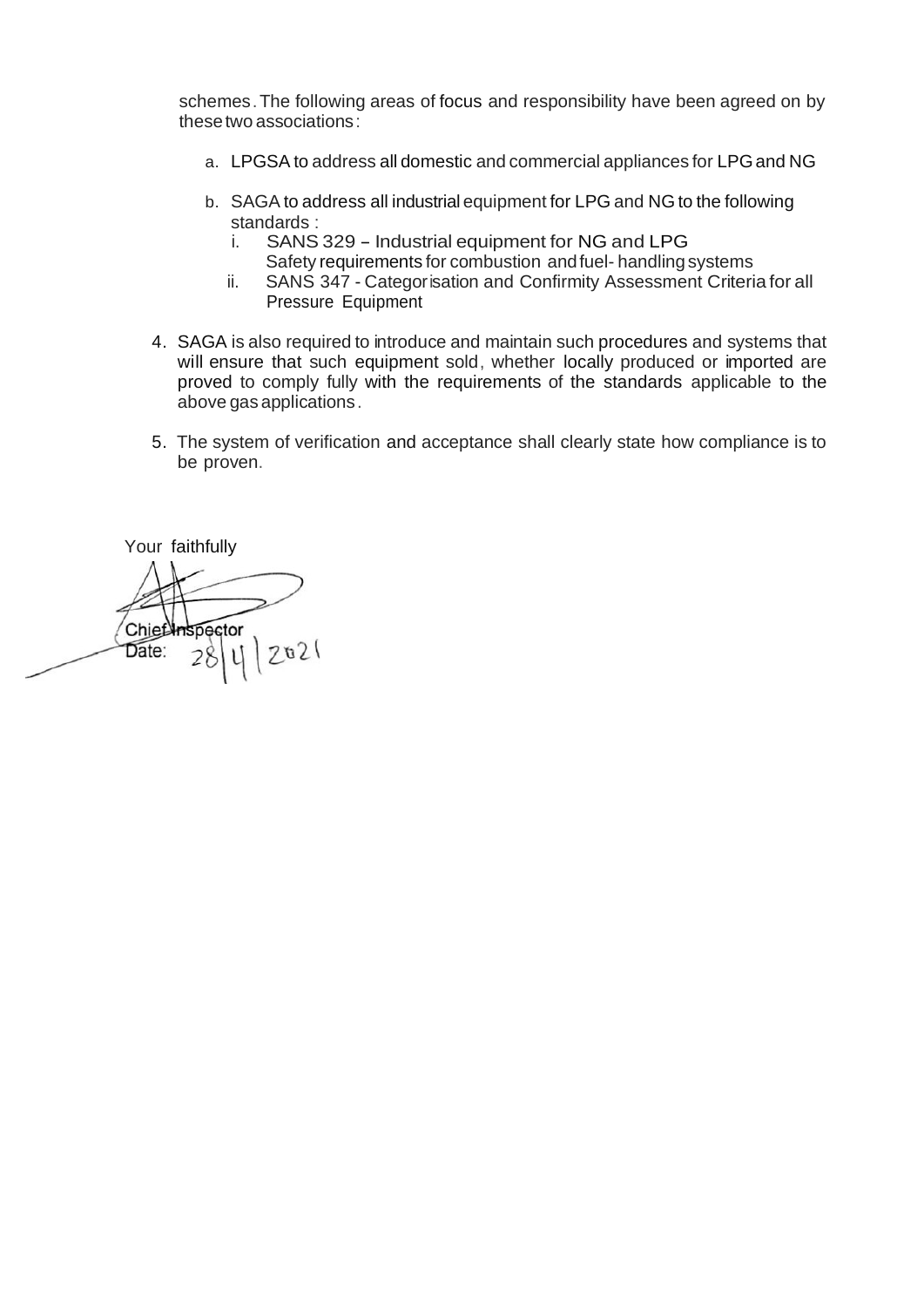schemes. The following areas of focus and responsibility have been agreed on by these two associations:

a. LPGSA to address all domestic and commercial appliances for LPG and NG

b. SAGA to address all industrial equipment for LPG and NG to the following standards :
   i. SANS 329 – Industrial equipment for NG and LPG Safety requirements for combustion and fuel- handling systems
   ii. SANS 347 - Categorisation and Confirmity Assessment Criteria for all Pressure Equipment

4. SAGA is also required to introduce and maintain such procedures and systems that will ensure that such equipment sold, whether locally produced or imported are proved to comply fully with the requirements of the standards applicable to the above gas applications.

5. The system of verification and acceptance shall clearly state how compliance is to be proven.

Your faithfully

Chief Inspector

Date: 28/4/2021